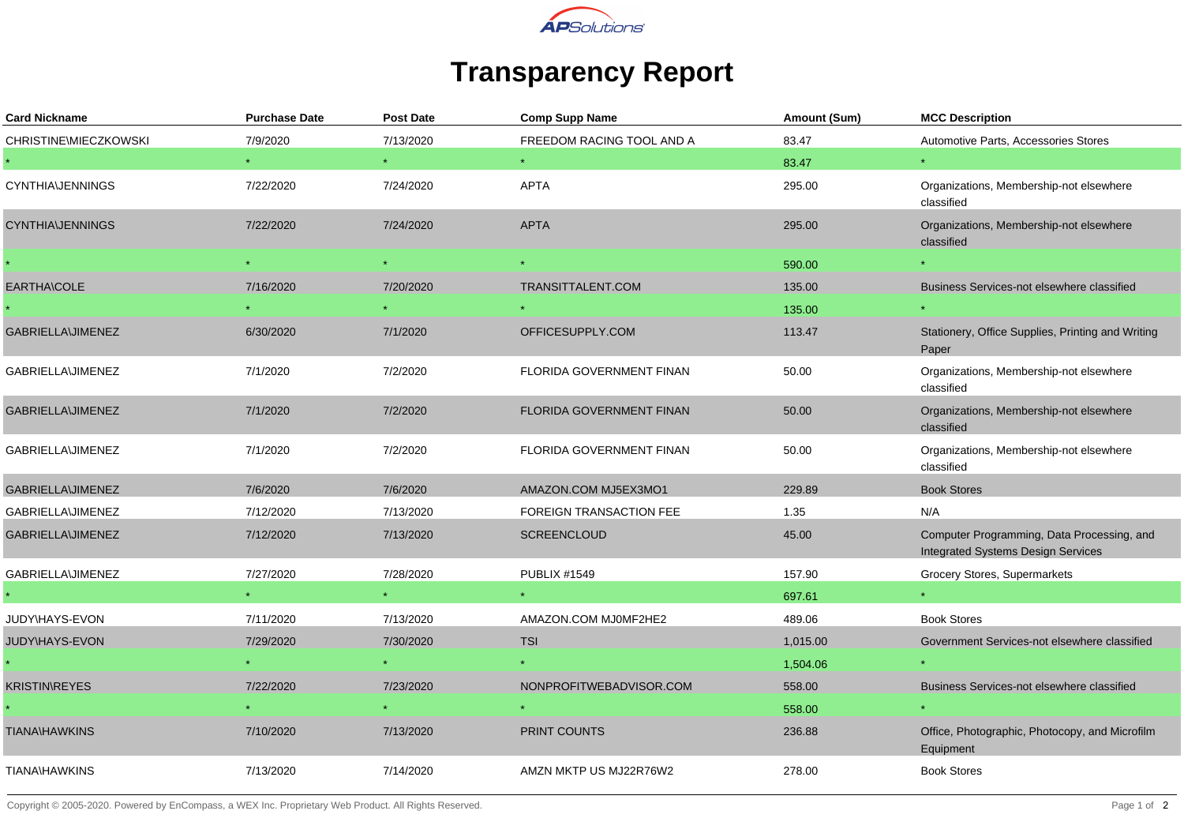# Transparency Report

| Card Nickname | Purchase Date | Post Date | Comp Supp Name | Amount (Sum) | MCC Description |
|---|---|---|---|---|---|
| CHRISTINE\MIECZKOWSKI | 7/9/2020 | 7/13/2020 | FREEDOM RACING TOOL AND A | 83.47 | Automotive Parts, Accessories Stores |
| * | * | * | * | 83.47 | * |
| CYNTHIA\JENNINGS | 7/22/2020 | 7/24/2020 | APTA | 295.00 | Organizations, Membership-not elsewhere classified |
| CYNTHIA\JENNINGS | 7/22/2020 | 7/24/2020 | APTA | 295.00 | Organizations, Membership-not elsewhere classified |
| * | * | * | * | 590.00 | * |
| EARTHA\COLE | 7/16/2020 | 7/20/2020 | TRANSITTALENT.COM | 135.00 | Business Services-not elsewhere classified |
| * | * | * | * | 135.00 | * |
| GABRIELLA\JIMENEZ | 6/30/2020 | 7/1/2020 | OFFICESUPPLY.COM | 113.47 | Stationery, Office Supplies, Printing and Writing Paper |
| GABRIELLA\JIMENEZ | 7/1/2020 | 7/2/2020 | FLORIDA GOVERNMENT FINAN | 50.00 | Organizations, Membership-not elsewhere classified |
| GABRIELLA\JIMENEZ | 7/1/2020 | 7/2/2020 | FLORIDA GOVERNMENT FINAN | 50.00 | Organizations, Membership-not elsewhere classified |
| GABRIELLA\JIMENEZ | 7/1/2020 | 7/2/2020 | FLORIDA GOVERNMENT FINAN | 50.00 | Organizations, Membership-not elsewhere classified |
| GABRIELLA\JIMENEZ | 7/6/2020 | 7/6/2020 | AMAZON.COM MJ5EX3MO1 | 229.89 | Book Stores |
| GABRIELLA\JIMENEZ | 7/12/2020 | 7/13/2020 | FOREIGN TRANSACTION FEE | 1.35 | N/A |
| GABRIELLA\JIMENEZ | 7/12/2020 | 7/13/2020 | SCREENCLOUD | 45.00 | Computer Programming, Data Processing, and Integrated Systems Design Services |
| GABRIELLA\JIMENEZ | 7/27/2020 | 7/28/2020 | PUBLIX #1549 | 157.90 | Grocery Stores, Supermarkets |
| * | * | * | * | 697.61 | * |
| JUDY\HAYS-EVON | 7/11/2020 | 7/13/2020 | AMAZON.COM MJ0MF2HE2 | 489.06 | Book Stores |
| JUDY\HAYS-EVON | 7/29/2020 | 7/30/2020 | TSI | 1,015.00 | Government Services-not elsewhere classified |
| * | * | * | * | 1,504.06 | * |
| KRISTIN\REYES | 7/22/2020 | 7/23/2020 | NONPROFITWEBADVISOR.COM | 558.00 | Business Services-not elsewhere classified |
| * | * | * | * | 558.00 | * |
| TIANA\HAWKINS | 7/10/2020 | 7/13/2020 | PRINT COUNTS | 236.88 | Office, Photographic, Photocopy, and Microfilm Equipment |
| TIANA\HAWKINS | 7/13/2020 | 7/14/2020 | AMZN MKTP US MJ22R76W2 | 278.00 | Book Stores |

Copyright © 2005-2020. Powered by EnCompass, a WEX Inc. Proprietary Web Product. All Rights Reserved.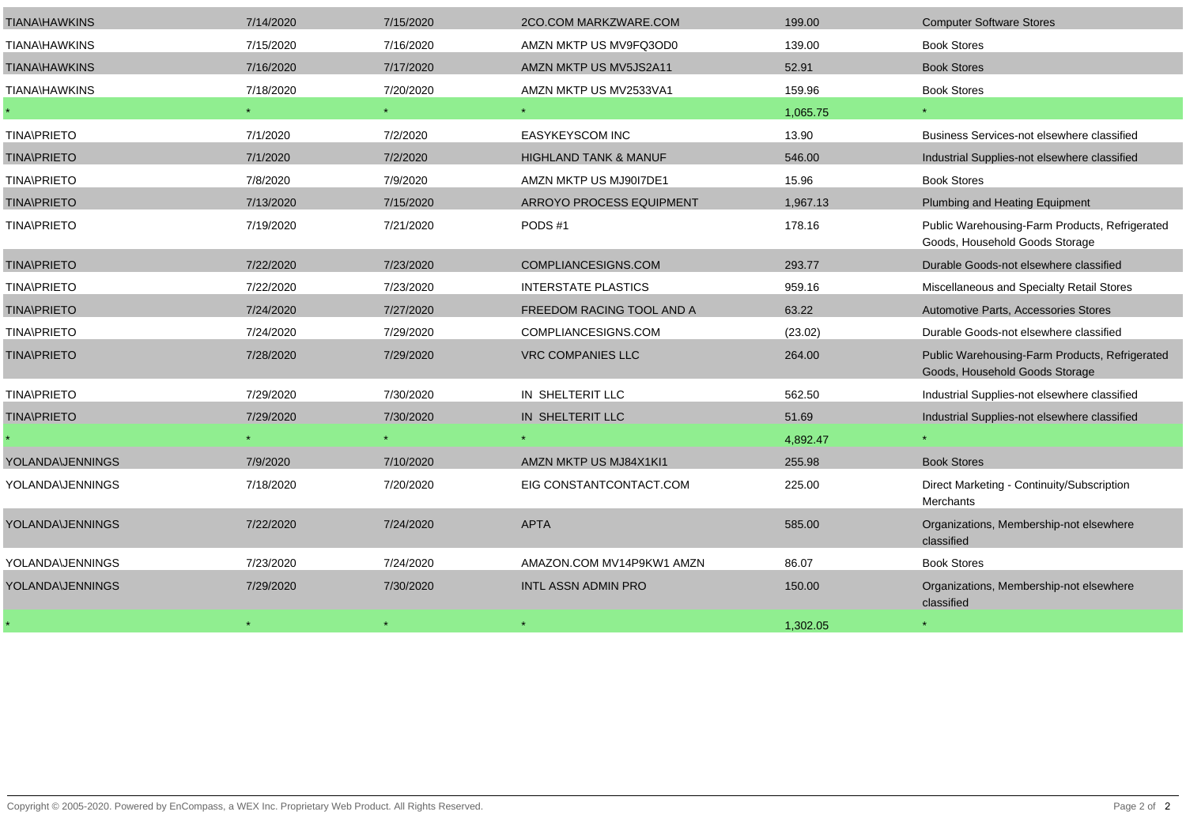| | | | | | |
|---|---|---|---|---|---|
| TIANA\HAWKINS | 7/14/2020 | 7/15/2020 | 2CO.COM MARKZWARE.COM | 199.00 | Computer Software Stores |
| TIANA\HAWKINS | 7/15/2020 | 7/16/2020 | AMZN MKTP US MV9FQ3OD0 | 139.00 | Book Stores |
| TIANA\HAWKINS | 7/16/2020 | 7/17/2020 | AMZN MKTP US MV5JS2A11 | 52.91 | Book Stores |
| TIANA\HAWKINS | 7/18/2020 | 7/20/2020 | AMZN MKTP US MV2533VA1 | 159.96 | Book Stores |
| * | * | * | * | 1,065.75 | * |
| TINA\PRIETO | 7/1/2020 | 7/2/2020 | EASYKEYSCOM INC | 13.90 | Business Services-not elsewhere classified |
| TINA\PRIETO | 7/1/2020 | 7/2/2020 | HIGHLAND TANK & MANUF | 546.00 | Industrial Supplies-not elsewhere classified |
| TINA\PRIETO | 7/8/2020 | 7/9/2020 | AMZN MKTP US MJ90I7DE1 | 15.96 | Book Stores |
| TINA\PRIETO | 7/13/2020 | 7/15/2020 | ARROYO PROCESS EQUIPMENT | 1,967.13 | Plumbing and Heating Equipment |
| TINA\PRIETO | 7/19/2020 | 7/21/2020 | PODS #1 | 178.16 | Public Warehousing-Farm Products, Refrigerated Goods, Household Goods Storage |
| TINA\PRIETO | 7/22/2020 | 7/23/2020 | COMPLIANCESIGNS.COM | 293.77 | Durable Goods-not elsewhere classified |
| TINA\PRIETO | 7/22/2020 | 7/23/2020 | INTERSTATE PLASTICS | 959.16 | Miscellaneous and Specialty Retail Stores |
| TINA\PRIETO | 7/24/2020 | 7/27/2020 | FREEDOM RACING TOOL AND A | 63.22 | Automotive Parts, Accessories Stores |
| TINA\PRIETO | 7/24/2020 | 7/29/2020 | COMPLIANCESIGNS.COM | (23.02) | Durable Goods-not elsewhere classified |
| TINA\PRIETO | 7/28/2020 | 7/29/2020 | VRC COMPANIES LLC | 264.00 | Public Warehousing-Farm Products, Refrigerated Goods, Household Goods Storage |
| TINA\PRIETO | 7/29/2020 | 7/30/2020 | IN SHELTERIT LLC | 562.50 | Industrial Supplies-not elsewhere classified |
| TINA\PRIETO | 7/29/2020 | 7/30/2020 | IN SHELTERIT LLC | 51.69 | Industrial Supplies-not elsewhere classified |
| * | * | * | * | 4,892.47 | * |
| YOLANDA\JENNINGS | 7/9/2020 | 7/10/2020 | AMZN MKTP US MJ84X1KI1 | 255.98 | Book Stores |
| YOLANDA\JENNINGS | 7/18/2020 | 7/20/2020 | EIG CONSTANTCONTACT.COM | 225.00 | Direct Marketing - Continuity/Subscription Merchants |
| YOLANDA\JENNINGS | 7/22/2020 | 7/24/2020 | APTA | 585.00 | Organizations, Membership-not elsewhere classified |
| YOLANDA\JENNINGS | 7/23/2020 | 7/24/2020 | AMAZON.COM MV14P9KW1 AMZN | 86.07 | Book Stores |
| YOLANDA\JENNINGS | 7/29/2020 | 7/30/2020 | INTL ASSN ADMIN PRO | 150.00 | Organizations, Membership-not elsewhere classified |
| * | * | * | * | 1,302.05 | * |

Copyright © 2005-2020. Powered by EnCompass, a WEX Inc. Proprietary Web Product. All Rights Reserved.